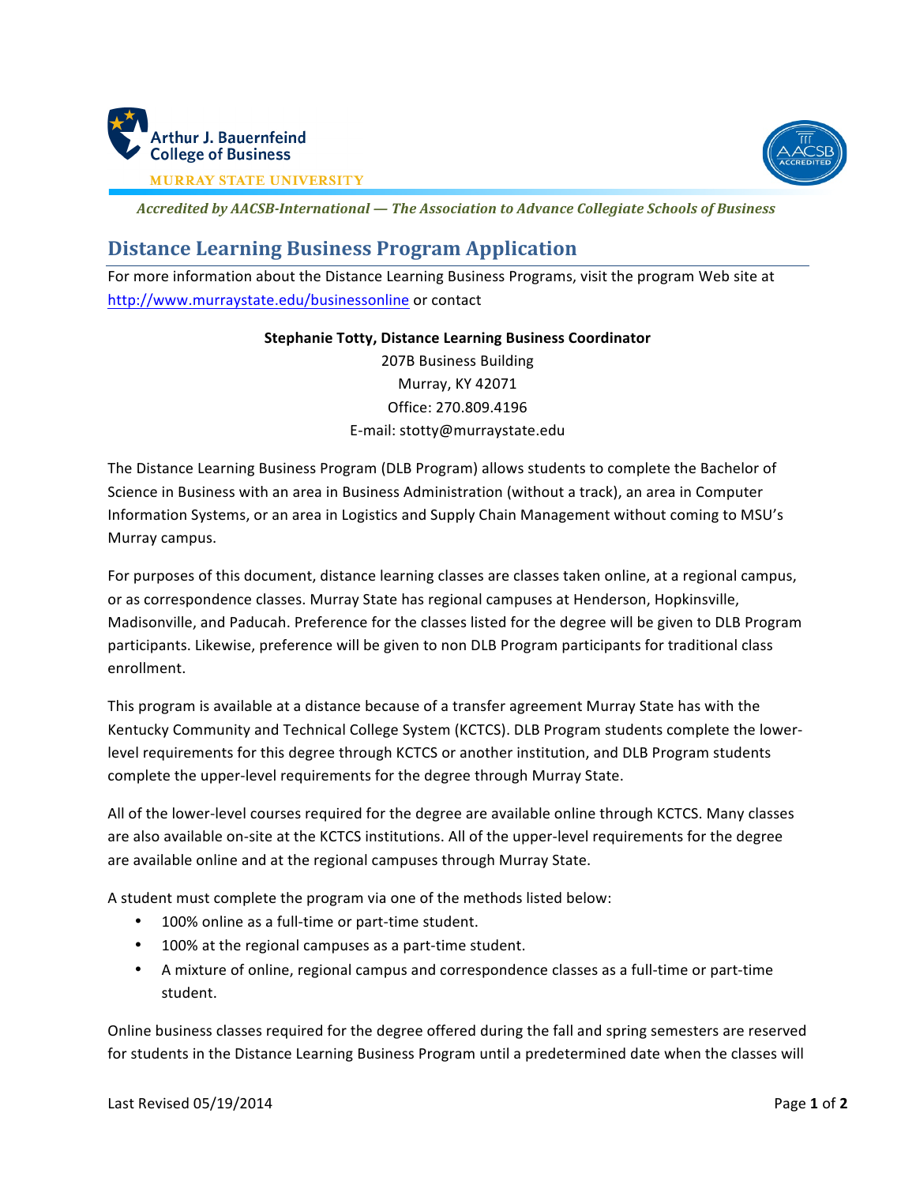Arthur J. Bauernfeind College of Business

MURRAY STATE UNIVERSITY

*Accredited by AACSB-International — The Association to Advance Collegiate Schools of Business*

## Distance Learning Business Program Application

For more information about the Distance Learning Business Programs, visit the program Web site at http://www.murraystate.edu/businessonline or contact

**Stephanie Totty, Distance Learning Business Coordinator**
207B Business Building
Murray, KY 42071
Office: 270.809.4196
E-mail: stotty@murraystate.edu

The Distance Learning Business Program (DLB Program) allows students to complete the Bachelor of Science in Business with an area in Business Administration (without a track), an area in Computer Information Systems, or an area in Logistics and Supply Chain Management without coming to MSU's Murray campus.

For purposes of this document, distance learning classes are classes taken online, at a regional campus, or as correspondence classes. Murray State has regional campuses at Henderson, Hopkinsville, Madisonville, and Paducah. Preference for the classes listed for the degree will be given to DLB Program participants. Likewise, preference will be given to non DLB Program participants for traditional class enrollment.

This program is available at a distance because of a transfer agreement Murray State has with the Kentucky Community and Technical College System (KCTCS). DLB Program students complete the lower-level requirements for this degree through KCTCS or another institution, and DLB Program students complete the upper-level requirements for the degree through Murray State.

All of the lower-level courses required for the degree are available online through KCTCS. Many classes are also available on-site at the KCTCS institutions. All of the upper-level requirements for the degree are available online and at the regional campuses through Murray State.

A student must complete the program via one of the methods listed below:

- 100% online as a full-time or part-time student.
- 100% at the regional campuses as a part-time student.
- A mixture of online, regional campus and correspondence classes as a full-time or part-time student.

Online business classes required for the degree offered during the fall and spring semesters are reserved for students in the Distance Learning Business Program until a predetermined date when the classes will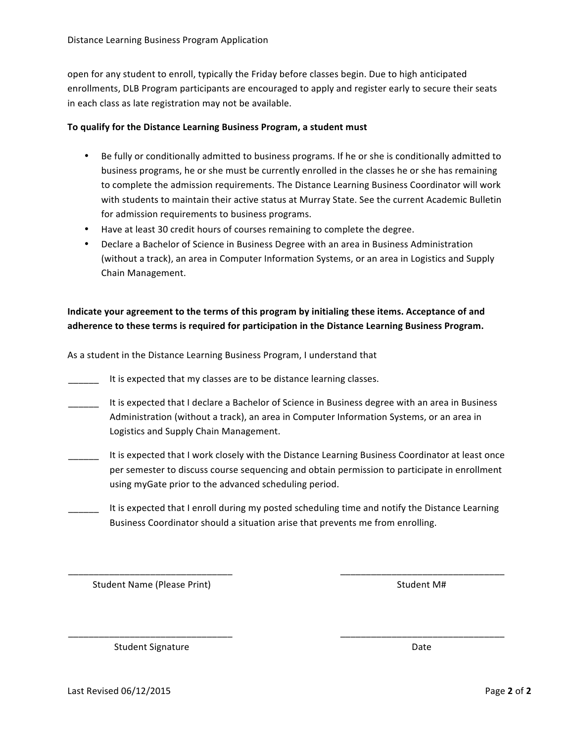open for any student to enroll, typically the Friday before classes begin. Due to high anticipated enrollments, DLB Program participants are encouraged to apply and register early to secure their seats in each class as late registration may not be available.

**To qualify for the Distance Learning Business Program, a student must**

- Be fully or conditionally admitted to business programs. If he or she is conditionally admitted to business programs, he or she must be currently enrolled in the classes he or she has remaining to complete the admission requirements. The Distance Learning Business Coordinator will work with students to maintain their active status at Murray State. See the current Academic Bulletin for admission requirements to business programs.
- Have at least 30 credit hours of courses remaining to complete the degree.
- Declare a Bachelor of Science in Business Degree with an area in Business Administration (without a track), an area in Computer Information Systems, or an area in Logistics and Supply Chain Management.

**Indicate your agreement to the terms of this program by initialing these items. Acceptance of and adherence to these terms is required for participation in the Distance Learning Business Program.**

As a student in the Distance Learning Business Program, I understand that

______ It is expected that my classes are to be distance learning classes.

______ It is expected that I declare a Bachelor of Science in Business degree with an area in Business Administration (without a track), an area in Computer Information Systems, or an area in Logistics and Supply Chain Management.

______ It is expected that I work closely with the Distance Learning Business Coordinator at least once per semester to discuss course sequencing and obtain permission to participate in enrollment using myGate prior to the advanced scheduling period.

______ It is expected that I enroll during my posted scheduling time and notify the Distance Learning Business Coordinator should a situation arise that prevents me from enrolling.

________________________________ Student Name (Please Print)

________________________________ Student M#

________________________________ Student Signature

________________________________ Date

Last Revised 06/12/2015